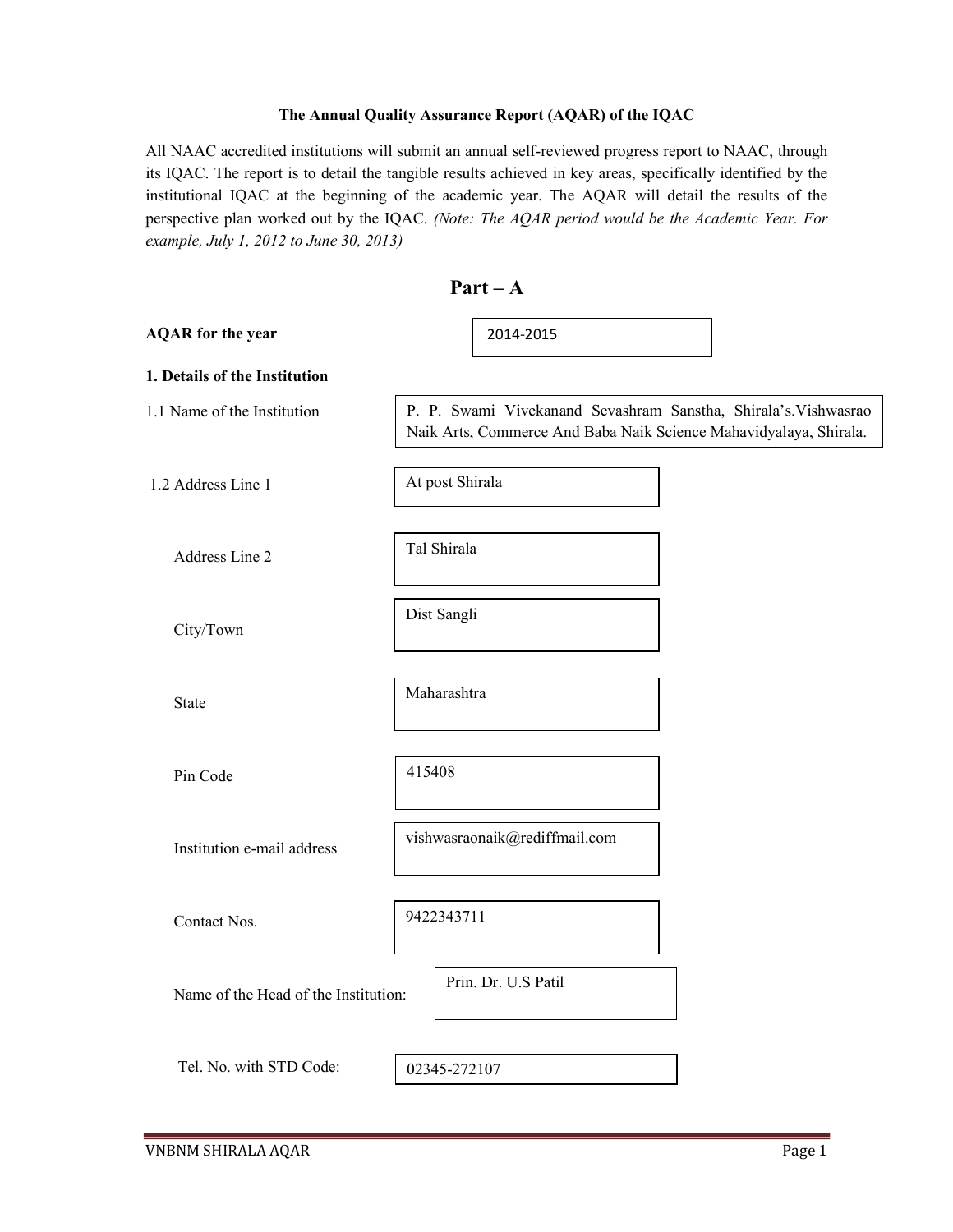**The Annual Quality Assurance Report (AQAR) of the IQAC**

All NAAC accredited institutions will submit an annual self-reviewed progress report to NAAC, through its IQAC. The report is to detail the tangible results achieved in key areas, specifically identified by the institutional IQAC at the beginning of the academic year. The AQAR will detail the results of the perspective plan worked out by the IQAC. *(Note: The AQAR period would be the Academic Year. For example, July 1, 2012 to June 30, 2013)*

# Part – A

**AQAR for the year** 2014-2015

**1. Details of the Institution**

| | |
|---|---|
| 1.1 Name of the Institution | P. P. Swami Vivekanand Sevashram Sanstha, Shirala's.Vishwasrao Naik Arts, Commerce And Baba Naik Science Mahavidyalaya, Shirala. |
| 1.2 Address Line 1 | At post Shirala |
| Address Line 2 | Tal Shirala |
| City/Town | Dist Sangli |
| State | Maharashtra |
| Pin Code | 415408 |
| Institution e-mail address | vishwasraonaik@rediffmail.com |
| Contact Nos. | 9422343711 |
| Name of the Head of the Institution: | Prin. Dr. U.S Patil |
| Tel. No. with STD Code: | 02345-272107 |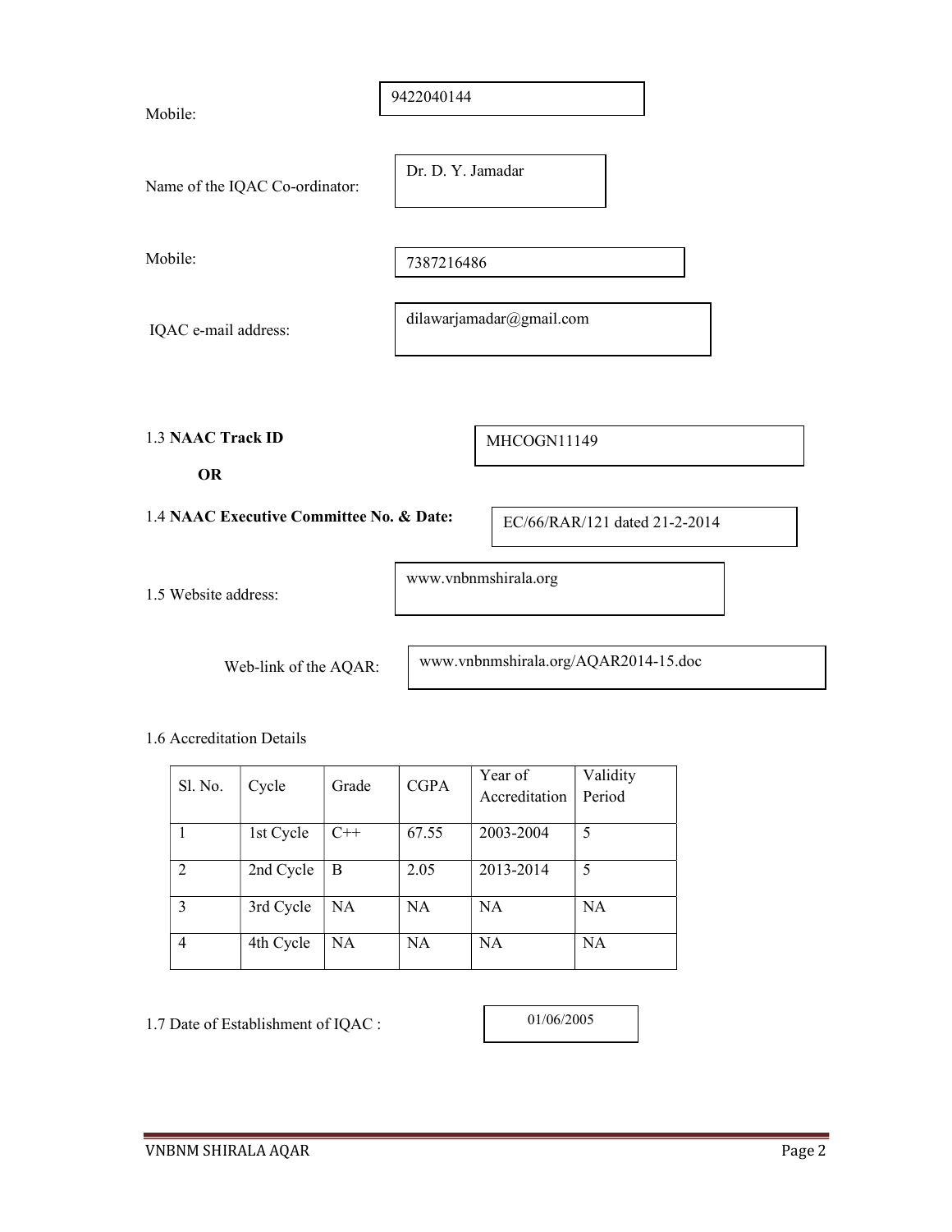Mobile: 9422040144

Name of the IQAC Co-ordinator: Dr. D. Y. Jamadar

Mobile: 7387216486

IQAC e-mail address: dilawarjamadar@gmail.com

1.3 **NAAC Track ID** MHCOGN11149

**OR**

1.4 **NAAC Executive Committee No. & Date:** EC/66/RAR/121 dated 21-2-2014

1.5 Website address: www.vnbnmshirala.org

Web-link of the AQAR: www.vnbnmshirala.org/AQAR2014-15.doc

1.6 Accreditation Details

| Sl. No. | Cycle | Grade | CGPA | Year of Accreditation | Validity Period |
|---|---|---|---|---|---|
| 1 | 1st Cycle | C++ | 67.55 | 2003-2004 | 5 |
| 2 | 2nd Cycle | B | 2.05 | 2013-2014 | 5 |
| 3 | 3rd Cycle | NA | NA | NA | NA |
| 4 | 4th Cycle | NA | NA | NA | NA |

1.7 Date of Establishment of IQAC : 01/06/2005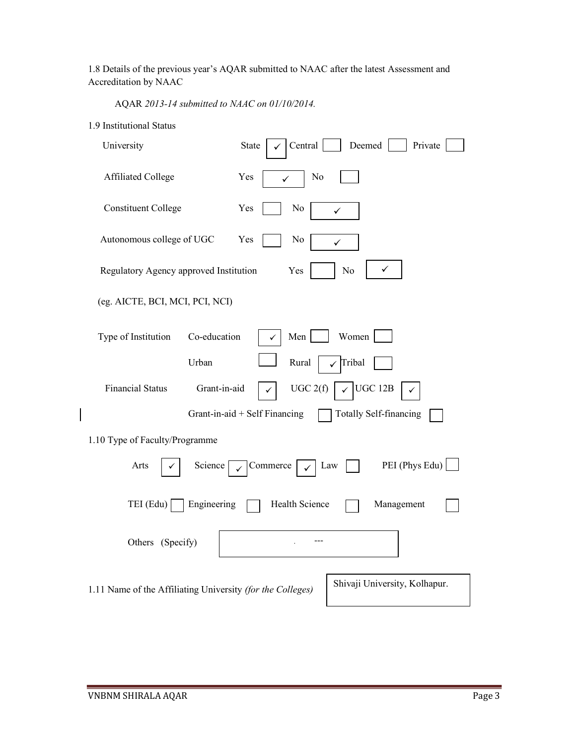1.8 Details of the previous year's AQAR submitted to NAAC after the latest Assessment and Accreditation by NAAC

AQAR *2013-14 submitted to NAAC on 01/10/2014.*

1.9 Institutional Status

University — State ✓ Central ☐ Deemed ☐ Private ☐

Affiliated College — Yes ✓ No ☐

Constituent College — Yes ☐ No ✓

Autonomous college of UGC — Yes ☐ No ✓

Regulatory Agency approved Institution — Yes ☐ No ✓

(eg. AICTE, BCI, MCI, PCI, NCI)

Type of Institution — Co-education ✓ Men ☐ Women ☐

Urban ☐ Rural ✓ Tribal ☐

Financial Status — Grant-in-aid ✓ UGC 2(f) ✓ UGC 12B ✓

Grant-in-aid + Self Financing ☐ Totally Self-financing ☐

1.10 Type of Faculty/Programme

Arts ✓ Science ✓ Commerce ✓ Law ☐ PEI (Phys Edu) ☐

TEI (Edu) ☐ Engineering ☐ Health Science ☐ Management ☐

Others (Specify) ---

1.11 Name of the Affiliating University *(for the Colleges)* — Shivaji University, Kolhapur.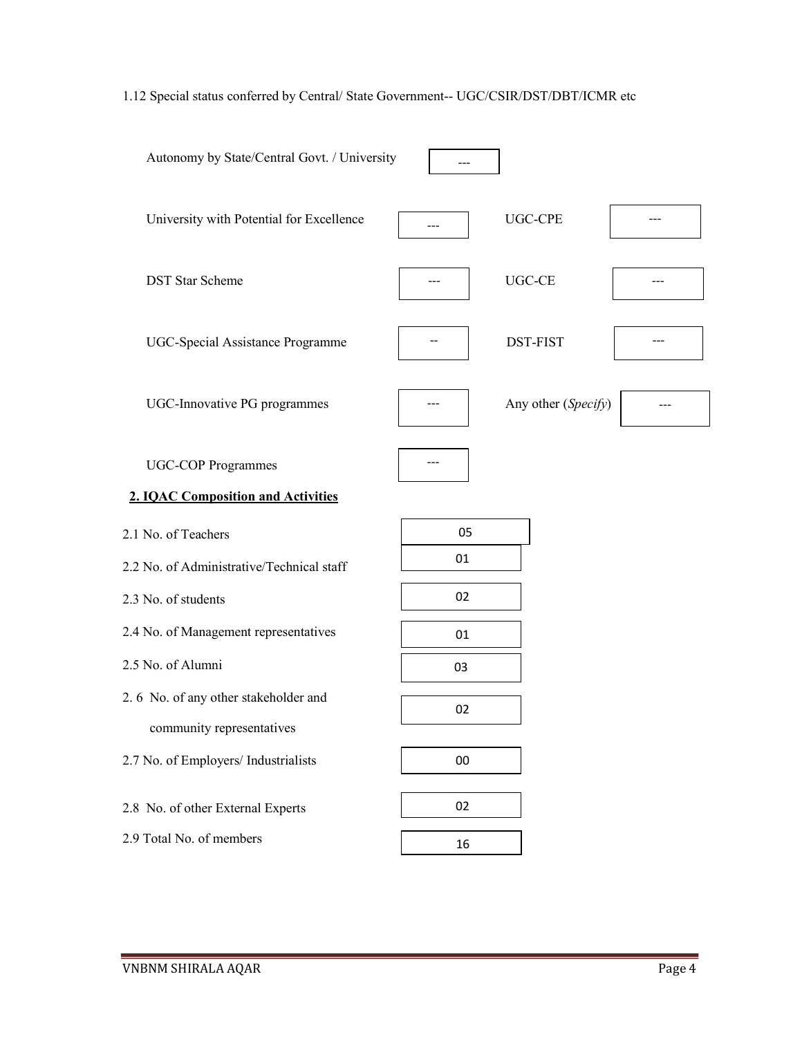1.12 Special status conferred by Central/ State Government-- UGC/CSIR/DST/DBT/ICMR etc

| | | | |
|---|---|---|---|
| Autonomy by State/Central Govt. / University | --- | | |
| University with Potential for Excellence | --- | UGC-CPE | --- |
| DST Star Scheme | --- | UGC-CE | --- |
| UGC-Special Assistance Programme | -- | DST-FIST | --- |
| UGC-Innovative PG programmes | --- | Any other (*Specify*) | --- |
| UGC-COP Programmes | --- | | |

## 2. IQAC Composition and Activities

| | |
|---|---|
| 2.1 No. of Teachers | 05 |
| 2.2 No. of Administrative/Technical staff | 01 |
| 2.3 No. of students | 02 |
| 2.4 No. of Management representatives | 01 |
| 2.5 No. of Alumni | 03 |
| 2.6 No. of any other stakeholder and community representatives | 02 |
| 2.7 No. of Employers/ Industrialists | 00 |
| 2.8 No. of other External Experts | 02 |
| 2.9 Total No. of members | 16 |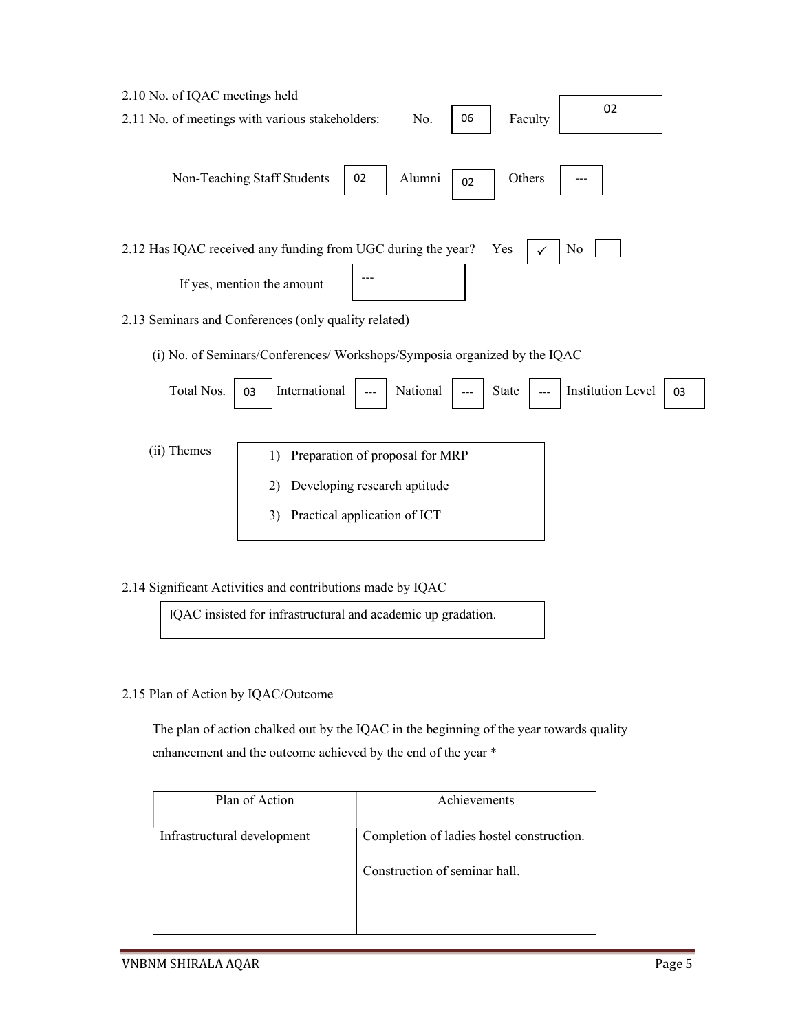2.10 No. of IQAC meetings held

2.11 No. of meetings with various stakeholders: No. 06 Faculty 02

Non-Teaching Staff Students 02 Alumni 02 Others ---

2.12 Has IQAC received any funding from UGC during the year? Yes ✓ No

If yes, mention the amount ---

2.13 Seminars and Conferences (only quality related)

(i) No. of Seminars/Conferences/ Workshops/Symposia organized by the IQAC

Total Nos. 03 International --- National --- State --- Institution Level 03

(ii) Themes

1) Preparation of proposal for MRP
2) Developing research aptitude
3) Practical application of ICT

2.14 Significant Activities and contributions made by IQAC

IQAC insisted for infrastructural and academic up gradation.

2.15 Plan of Action by IQAC/Outcome

The plan of action chalked out by the IQAC in the beginning of the year towards quality enhancement and the outcome achieved by the end of the year *

| Plan of Action | Achievements |
|---|---|
| Infrastructural development | Completion of ladies hostel construction.<br><br>Construction of seminar hall. |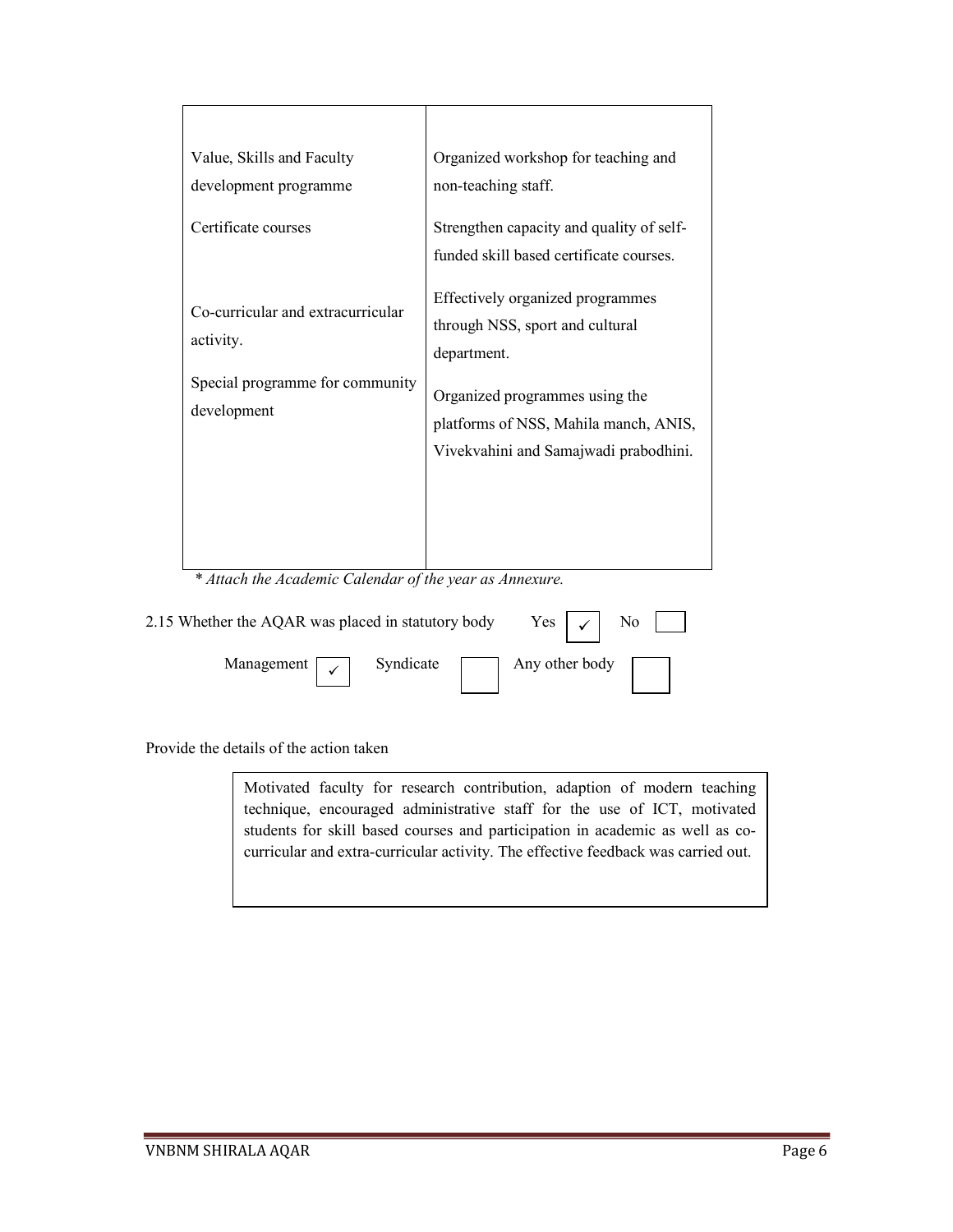| | |
|---|---|
| Value, Skills and Faculty development programme | Organized workshop for teaching and non-teaching staff. |
| Certificate courses | Strengthen capacity and quality of self-funded skill based certificate courses. |
| Co-curricular and extracurricular activity. | Effectively organized programmes through NSS, sport and cultural department. |
| Special programme for community development | Organized programmes using the platforms of NSS, Mahila manch, ANIS, Vivekvahini and Samajwadi prabodhini. |

*\* Attach the Academic Calendar of the year as Annexure.*

2.15 Whether the AQAR was placed in statutory body Yes ☑ No ☐

Management ☑ Syndicate ☐ Any other body ☐

Provide the details of the action taken

> Motivated faculty for research contribution, adaption of modern teaching technique, encouraged administrative staff for the use of ICT, motivated students for skill based courses and participation in academic as well as co-curricular and extra-curricular activity. The effective feedback was carried out.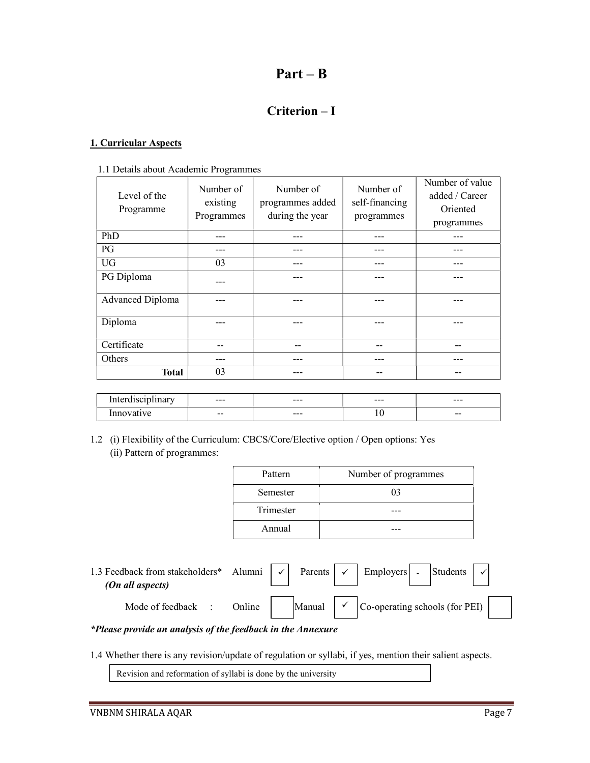# Part – B

## Criterion – I

### 1. Curricular Aspects

1.1 Details about Academic Programmes

| Level of the Programme | Number of existing Programmes | Number of programmes added during the year | Number of self-financing programmes | Number of value added / Career Oriented programmes |
|---|---|---|---|---|
| PhD | --- | --- | --- | --- |
| PG | --- | --- | --- | --- |
| UG | 03 | --- | --- | --- |
| PG Diploma | --- | --- | --- | --- |
| Advanced Diploma | --- | --- | --- | --- |
| Diploma | --- | --- | --- | --- |
| Certificate | -- | -- | -- | -- |
| Others | --- | --- | --- | --- |
| **Total** | 03 | --- | -- | -- |

| | | | | |
|---|---|---|---|---|
| Interdisciplinary | --- | --- | --- | --- |
| Innovative | -- | --- | 10 | -- |

1.2 (i) Flexibility of the Curriculum: CBCS/Core/Elective option / Open options: Yes

(ii) Pattern of programmes:

| Pattern | Number of programmes |
|---|---|
| Semester | 03 |
| Trimester | --- |
| Annual | --- |

1.3 Feedback from stakeholders* Alumni ✓ Parents ✓ Employers - Students ✓
*(On all aspects)*

Mode of feedback : Online ☐ Manual ✓ Co-operating schools (for PEI) ☐

***Please provide an analysis of the feedback in the Annexure***

1.4 Whether there is any revision/update of regulation or syllabi, if yes, mention their salient aspects.

Revision and reformation of syllabi is done by the university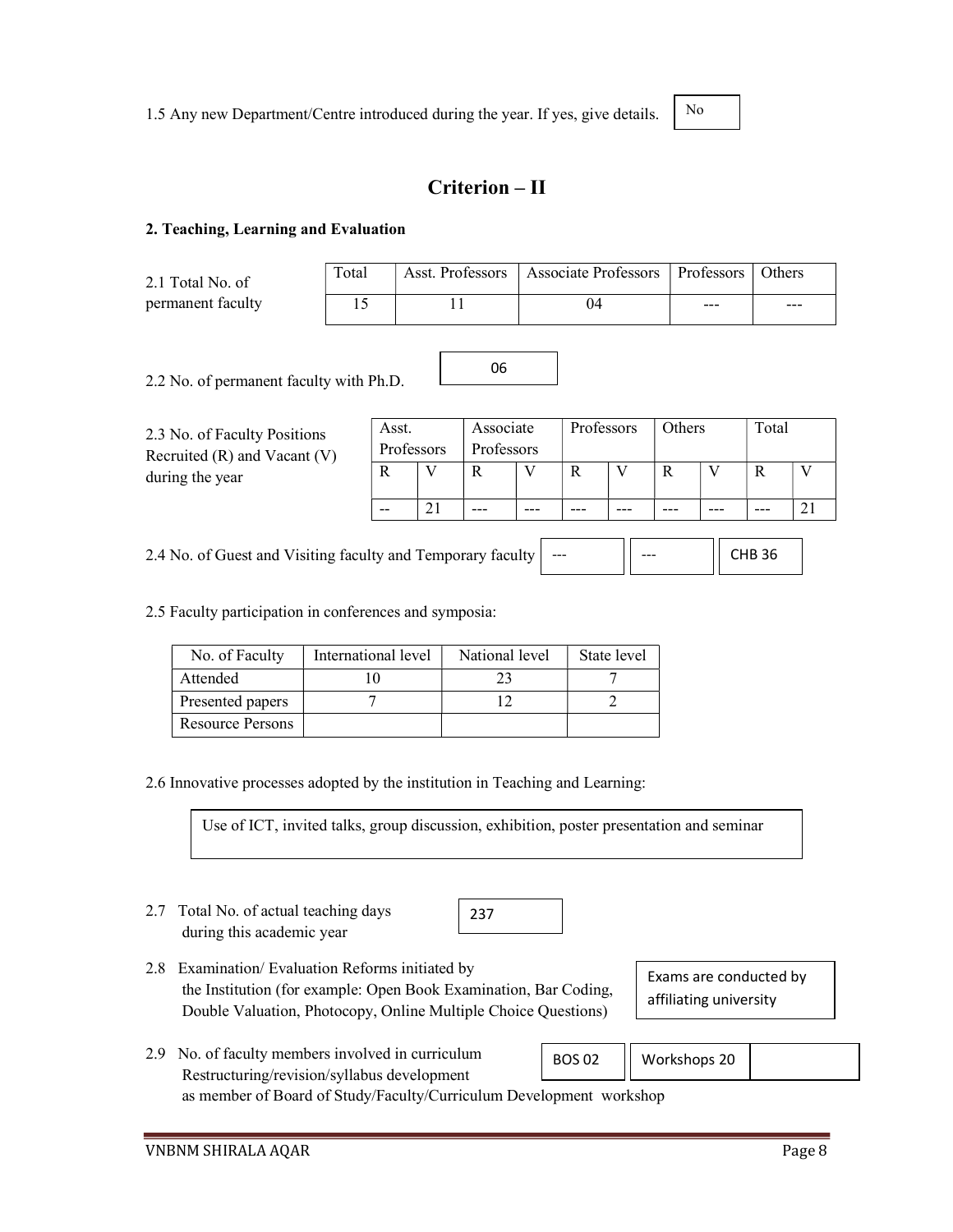1.5 Any new Department/Centre introduced during the year. If yes, give details. No

## Criterion – II

### 2. Teaching, Learning and Evaluation

2.1 Total No. of permanent faculty

| Total | Asst. Professors | Associate Professors | Professors | Others |
|---|---|---|---|---|
| 15 | 11 | 04 | --- | --- |

2.2 No. of permanent faculty with Ph.D. 06

2.3 No. of Faculty Positions Recruited (R) and Vacant (V) during the year

| Asst. Professors | | Associate Professors | | Professors | | Others | | Total | |
|---|---|---|---|---|---|---|---|---|---|
| R | V | R | V | R | V | R | V | R | V |
| -- | 21 | --- | --- | --- | --- | --- | --- | --- | 21 |

2.4 No. of Guest and Visiting faculty and Temporary faculty --- --- CHB 36

2.5 Faculty participation in conferences and symposia:

| No. of Faculty | International level | National level | State level |
|---|---|---|---|
| Attended | 10 | 23 | 7 |
| Presented papers | 7 | 12 | 2 |
| Resource Persons | | | |

2.6 Innovative processes adopted by the institution in Teaching and Learning:

Use of ICT, invited talks, group discussion, exhibition, poster presentation and seminar

2.7 Total No. of actual teaching days during this academic year 237

2.8 Examination/ Evaluation Reforms initiated by the Institution (for example: Open Book Examination, Bar Coding, Double Valuation, Photocopy, Online Multiple Choice Questions)

Exams are conducted by affiliating university

2.9 No. of faculty members involved in curriculum Restructuring/revision/syllabus development as member of Board of Study/Faculty/Curriculum Development workshop

BOS 02 | Workshops 20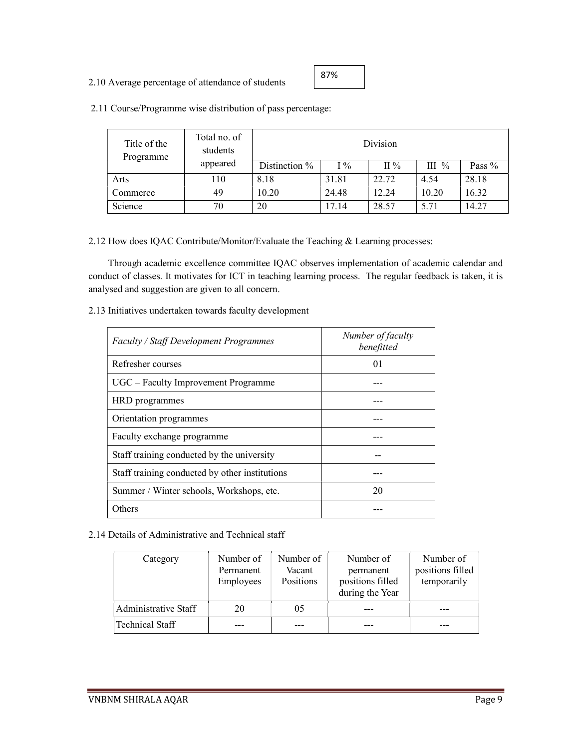2.10 Average percentage of attendance of students: 87%

2.11 Course/Programme wise distribution of pass percentage:

| Title of the Programme | Total no. of students appeared | Division | | | | |
|---|---|---|---|---|---|---|
| | | Distinction % | I % | II % | III % | Pass % |
| Arts | 110 | 8.18 | 31.81 | 22.72 | 4.54 | 28.18 |
| Commerce | 49 | 10.20 | 24.48 | 12.24 | 10.20 | 16.32 |
| Science | 70 | 20 | 17.14 | 28.57 | 5.71 | 14.27 |

2.12 How does IQAC Contribute/Monitor/Evaluate the Teaching & Learning processes:

Through academic excellence committee IQAC observes implementation of academic calendar and conduct of classes. It motivates for ICT in teaching learning process. The regular feedback is taken, it is analysed and suggestion are given to all concern.

2.13 Initiatives undertaken towards faculty development

| *Faculty / Staff Development Programmes* | *Number of faculty benefitted* |
|---|---|
| Refresher courses | 01 |
| UGC – Faculty Improvement Programme | --- |
| HRD programmes | --- |
| Orientation programmes | --- |
| Faculty exchange programme | --- |
| Staff training conducted by the university | -- |
| Staff training conducted by other institutions | --- |
| Summer / Winter schools, Workshops, etc. | 20 |
| Others | --- |

2.14 Details of Administrative and Technical staff

| Category | Number of Permanent Employees | Number of Vacant Positions | Number of permanent positions filled during the Year | Number of positions filled temporarily |
|---|---|---|---|---|
| Administrative Staff | 20 | 05 | --- | --- |
| Technical Staff | --- | --- | --- | --- |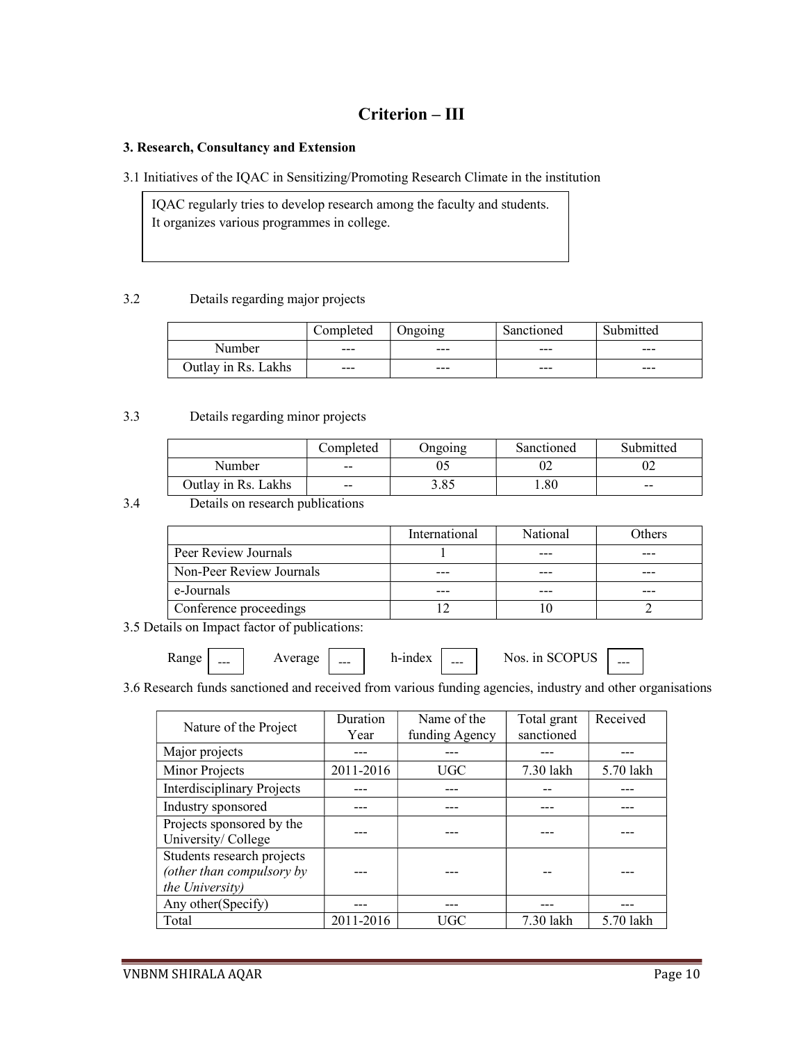# Criterion – III

**3. Research, Consultancy and Extension**

3.1 Initiatives of the IQAC in Sensitizing/Promoting Research Climate in the institution

IQAC regularly tries to develop research among the faculty and students. It organizes various programmes in college.

3.2 Details regarding major projects

| | Completed | Ongoing | Sanctioned | Submitted |
|---|---|---|---|---|
| Number | --- | --- | --- | --- |
| Outlay in Rs. Lakhs | --- | --- | --- | --- |

3.3 Details regarding minor projects

| | Completed | Ongoing | Sanctioned | Submitted |
|---|---|---|---|---|
| Number | -- | 05 | 02 | 02 |
| Outlay in Rs. Lakhs | -- | 3.85 | 1.80 | -- |

3.4 Details on research publications

| | International | National | Others |
|---|---|---|---|
| Peer Review Journals | 1 | --- | --- |
| Non-Peer Review Journals | --- | --- | --- |
| e-Journals | --- | --- | --- |
| Conference proceedings | 12 | 10 | 2 |

3.5 Details on Impact factor of publications:

Range --- Average --- h-index --- Nos. in SCOPUS ---

3.6 Research funds sanctioned and received from various funding agencies, industry and other organisations

| Nature of the Project | Duration Year | Name of the funding Agency | Total grant sanctioned | Received |
|---|---|---|---|---|
| Major projects | --- | --- | --- | --- |
| Minor Projects | 2011-2016 | UGC | 7.30 lakh | 5.70 lakh |
| Interdisciplinary Projects | --- | --- | -- | --- |
| Industry sponsored | --- | --- | --- | --- |
| Projects sponsored by the University/ College | --- | --- | --- | --- |
| Students research projects *(other than compulsory by the University)* | --- | --- | -- | --- |
| Any other(Specify) | --- | --- | --- | --- |
| Total | 2011-2016 | UGC | 7.30 lakh | 5.70 lakh |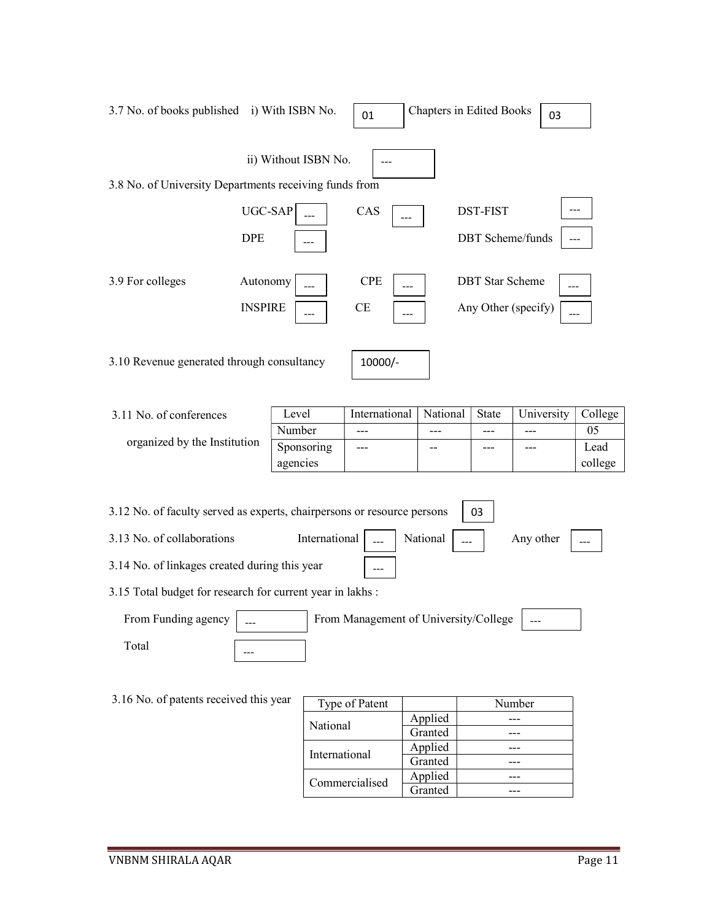3.7 No. of books published i) With ISBN No. 01 Chapters in Edited Books 03

ii) Without ISBN No. ---

3.8 No. of University Departments receiving funds from

UGC-SAP --- CAS --- DST-FIST ---

DPE --- DBT Scheme/funds ---

3.9 For colleges Autonomy --- CPE --- DBT Star Scheme ---

INSPIRE --- CE --- Any Other (specify) ---

3.10 Revenue generated through consultancy 10000/-

3.11 No. of conferences organized by the Institution

| Level | International | National | State | University | College |
|---|---|---|---|---|---|
| Number | --- | --- | --- | --- | 05 |
| Sponsoring agencies | --- | -- | --- | --- | Lead college |

3.12 No. of faculty served as experts, chairpersons or resource persons 03

3.13 No. of collaborations International --- National --- Any other ---

3.14 No. of linkages created during this year ---

3.15 Total budget for research for current year in lakhs :

From Funding agency --- From Management of University/College ---

Total ---

3.16 No. of patents received this year

| Type of Patent | | Number |
|---|---|---|
| National | Applied | --- |
| | Granted | --- |
| International | Applied | --- |
| | Granted | --- |
| Commercialised | Applied | --- |
| | Granted | --- |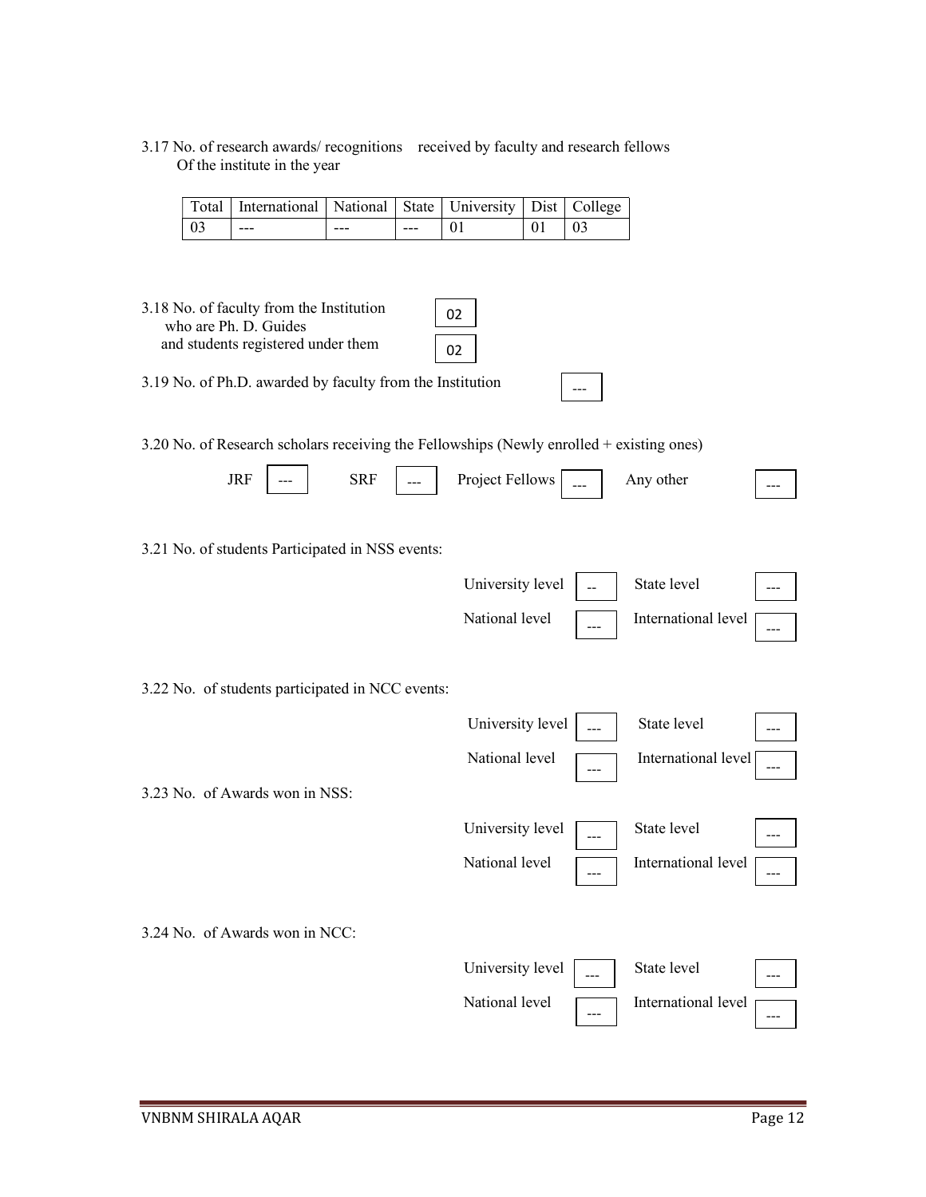3.17 No. of research awards/ recognitions received by faculty and research fellows Of the institute in the year

| Total | International | National | State | University | Dist | College |
|---|---|---|---|---|---|---|
| 03 | --- | --- | --- | 01 | 01 | 03 |

3.18 No. of faculty from the Institution who are Ph. D. Guides and students registered under them

| | |
|---|---|
| No. of faculty who are Ph. D. Guides | 02 |
| Students registered under them | 02 |

3.19 No. of Ph.D. awarded by faculty from the Institution: ---

3.20 No. of Research scholars receiving the Fellowships (Newly enrolled + existing ones)

| JRF | SRF | Project Fellows | Any other |
|---|---|---|---|
| --- | --- | --- | --- |

3.21 No. of students Participated in NSS events:

| University level | State level | National level | International level |
|---|---|---|---|
| -- | --- | --- | --- |

3.22 No. of students participated in NCC events:

| University level | State level | National level | International level |
|---|---|---|---|
| --- | --- | --- | --- |

3.23 No. of Awards won in NSS:

| University level | State level | National level | International level |
|---|---|---|---|
| --- | --- | --- | --- |

3.24 No. of Awards won in NCC:

| University level | State level | National level | International level |
|---|---|---|---|
| --- | --- | --- | --- |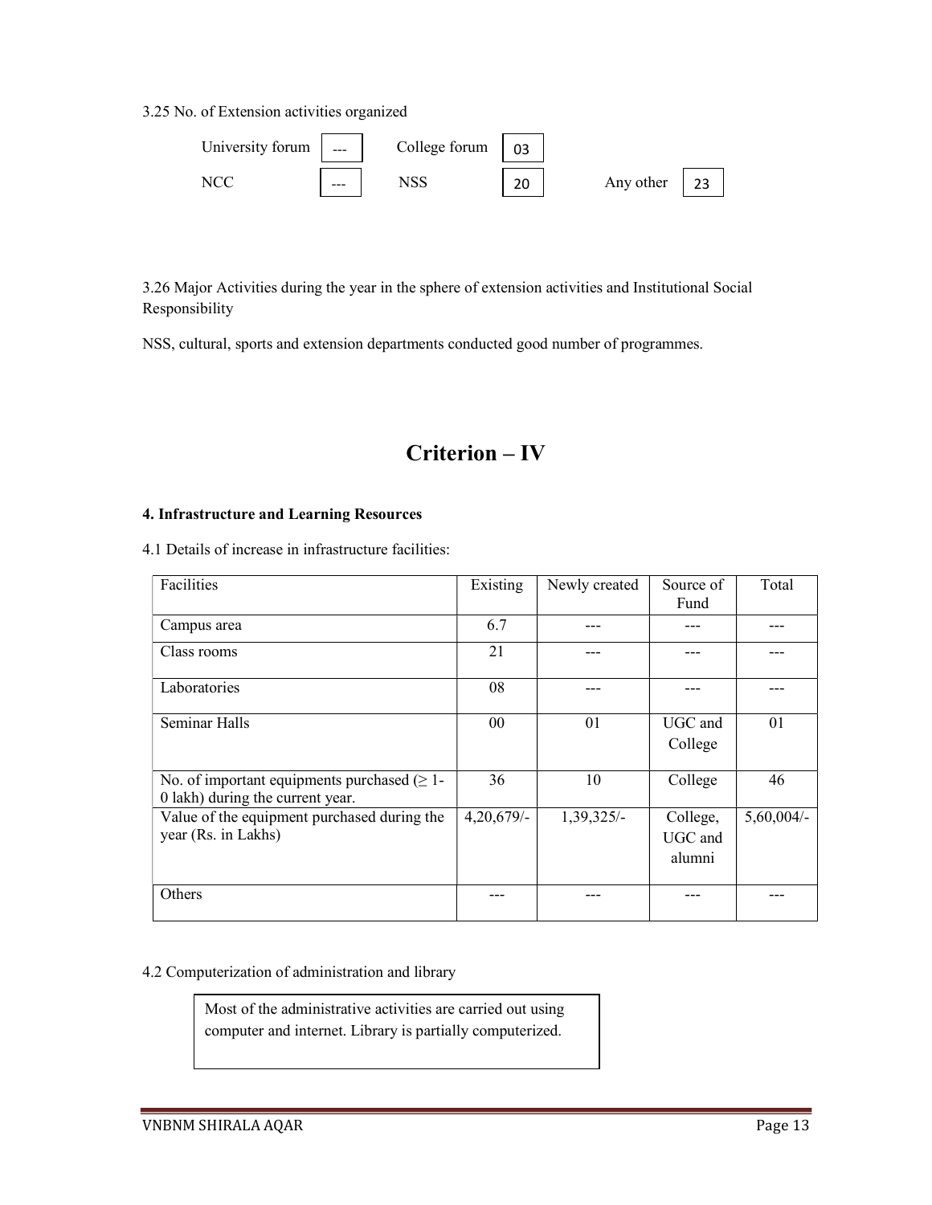3.25 No. of Extension activities organized

| | | | | | |
|---|---|---|---|---|---|
| University forum | --- | College forum | 03 | | |
| NCC | --- | NSS | 20 | Any other | 23 |

3.26 Major Activities during the year in the sphere of extension activities and Institutional Social Responsibility

NSS, cultural, sports and extension departments conducted good number of programmes.

# Criterion – IV

**4. Infrastructure and Learning Resources**

4.1 Details of increase in infrastructure facilities:

| Facilities | Existing | Newly created | Source of Fund | Total |
|---|---|---|---|---|
| Campus area | 6.7 | --- | --- | --- |
| Class rooms | 21 | --- | --- | --- |
| Laboratories | 08 | --- | --- | --- |
| Seminar Halls | 00 | 01 | UGC and College | 01 |
| No. of important equipments purchased (≥ 1-0 lakh) during the current year. | 36 | 10 | College | 46 |
| Value of the equipment purchased during the year (Rs. in Lakhs) | 4,20,679/- | 1,39,325/- | College, UGC and alumni | 5,60,004/- |
| Others | --- | --- | --- | --- |

4.2 Computerization of administration and library

Most of the administrative activities are carried out using computer and internet. Library is partially computerized.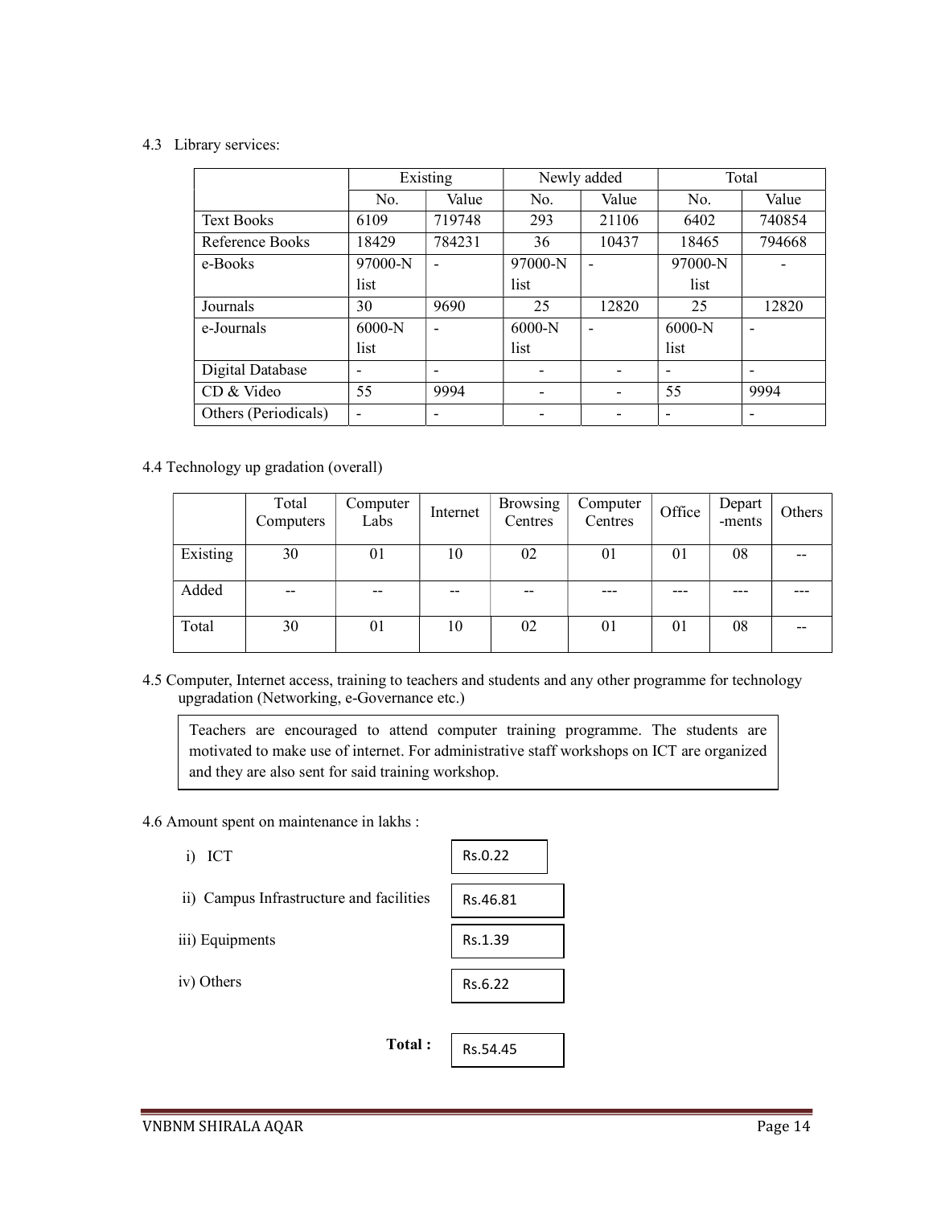4.3 Library services:

| | Existing | | Newly added | | Total | |
|---|---|---|---|---|---|---|
| | No. | Value | No. | Value | No. | Value |
| Text Books | 6109 | 719748 | 293 | 21106 | 6402 | 740854 |
| Reference Books | 18429 | 784231 | 36 | 10437 | 18465 | 794668 |
| e-Books | 97000-N list | - | 97000-N list | - | 97000-N list | - |
| Journals | 30 | 9690 | 25 | 12820 | 25 | 12820 |
| e-Journals | 6000-N list | - | 6000-N list | - | 6000-N list | - |
| Digital Database | - | - | - | - | - | - |
| CD & Video | 55 | 9994 | - | - | 55 | 9994 |
| Others (Periodicals) | - | - | - | - | - | - |

4.4 Technology up gradation (overall)

| | Total Computers | Computer Labs | Internet | Browsing Centres | Computer Centres | Office | Depart -ments | Others |
|---|---|---|---|---|---|---|---|---|
| Existing | 30 | 01 | 10 | 02 | 01 | 01 | 08 | -- |
| Added | -- | -- | -- | -- | --- | --- | --- | --- |
| Total | 30 | 01 | 10 | 02 | 01 | 01 | 08 | -- |

4.5 Computer, Internet access, training to teachers and students and any other programme for technology upgradation (Networking, e-Governance etc.)

Teachers are encouraged to attend computer training programme. The students are motivated to make use of internet. For administrative staff workshops on ICT are organized and they are also sent for said training workshop.

4.6 Amount spent on maintenance in lakhs :

i) ICT — Rs.0.22

ii) Campus Infrastructure and facilities — Rs.46.81

iii) Equipments — Rs.1.39

iv) Others — Rs.6.22

**Total :** Rs.54.45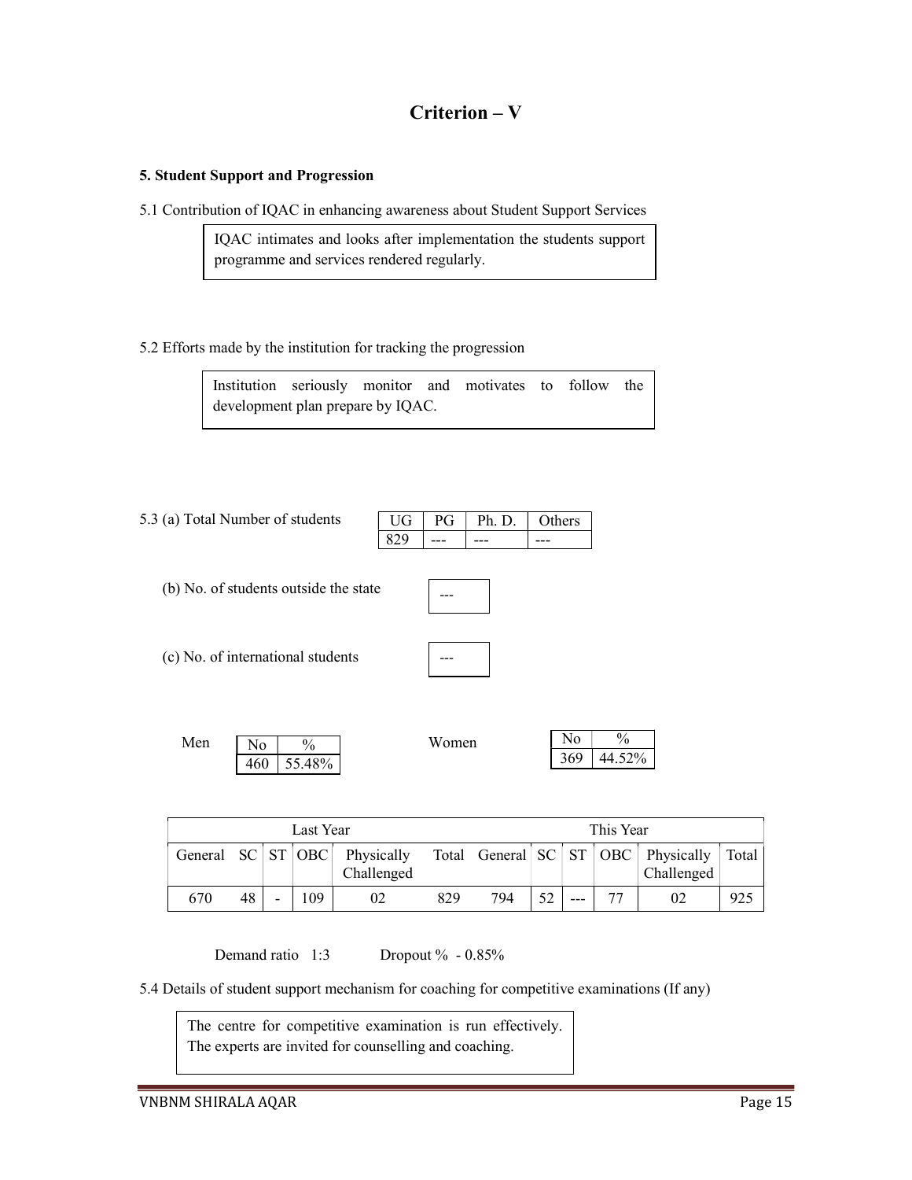# Criterion – V

**5. Student Support and Progression**

5.1 Contribution of IQAC in enhancing awareness about Student Support Services

IQAC intimates and looks after implementation the students support programme and services rendered regularly.

5.2 Efforts made by the institution for tracking the progression

Institution seriously monitor and motivates to follow the development plan prepare by IQAC.

5.3 (a) Total Number of students

| UG | PG | Ph. D. | Others |
|---|---|---|---|
| 829 | --- | --- | --- |

(b) No. of students outside the state: ---

(c) No. of international students: ---

Men

| No | % |
|---|---|
| 460 | 55.48% |

Women

| No | % |
|---|---|
| 369 | 44.52% |

| Last Year | | | | | | This Year | | | | | |
|---|---|---|---|---|---|---|---|---|---|---|---|
| General | SC | ST | OBC | Physically Challenged | Total | General | SC | ST | OBC | Physically Challenged | Total |
| 670 | 48 | - | 109 | 02 | 829 | 794 | 52 | --- | 77 | 02 | 925 |

Demand ratio 1:3 Dropout % - 0.85%

5.4 Details of student support mechanism for coaching for competitive examinations (If any)

The centre for competitive examination is run effectively. The experts are invited for counselling and coaching.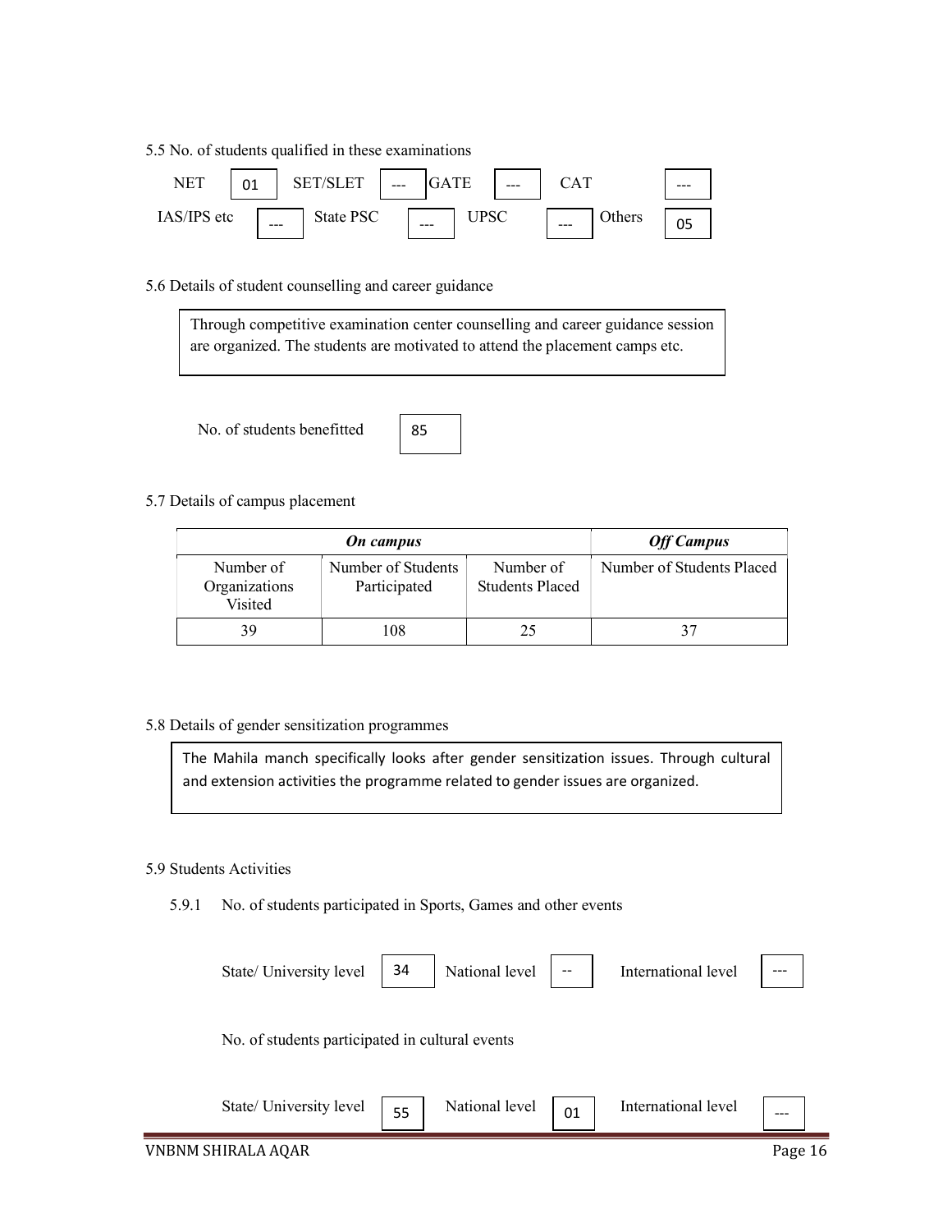5.5 No. of students qualified in these examinations

| NET | 01 | SET/SLET | --- | GATE | --- | CAT | --- |
|---|---|---|---|---|---|---|---|
| IAS/IPS etc | --- | State PSC | --- | UPSC | --- | Others | 05 |

5.6 Details of student counselling and career guidance

Through competitive examination center counselling and career guidance session are organized. The students are motivated to attend the placement camps etc.

No. of students benefitted: 85

5.7 Details of campus placement

| ***On campus*** | | | ***Off Campus*** |
|---|---|---|---|
| Number of Organizations Visited | Number of Students Participated | Number of Students Placed | Number of Students Placed |
| 39 | 108 | 25 | 37 |

5.8 Details of gender sensitization programmes

The Mahila manch specifically looks after gender sensitization issues. Through cultural and extension activities the programme related to gender issues are organized.

5.9 Students Activities

5.9.1 No. of students participated in Sports, Games and other events

| State/ University level | 34 | National level | -- | International level | --- |
|---|---|---|---|---|---|

No. of students participated in cultural events

| State/ University level | 55 | National level | 01 | International level | --- |
|---|---|---|---|---|---|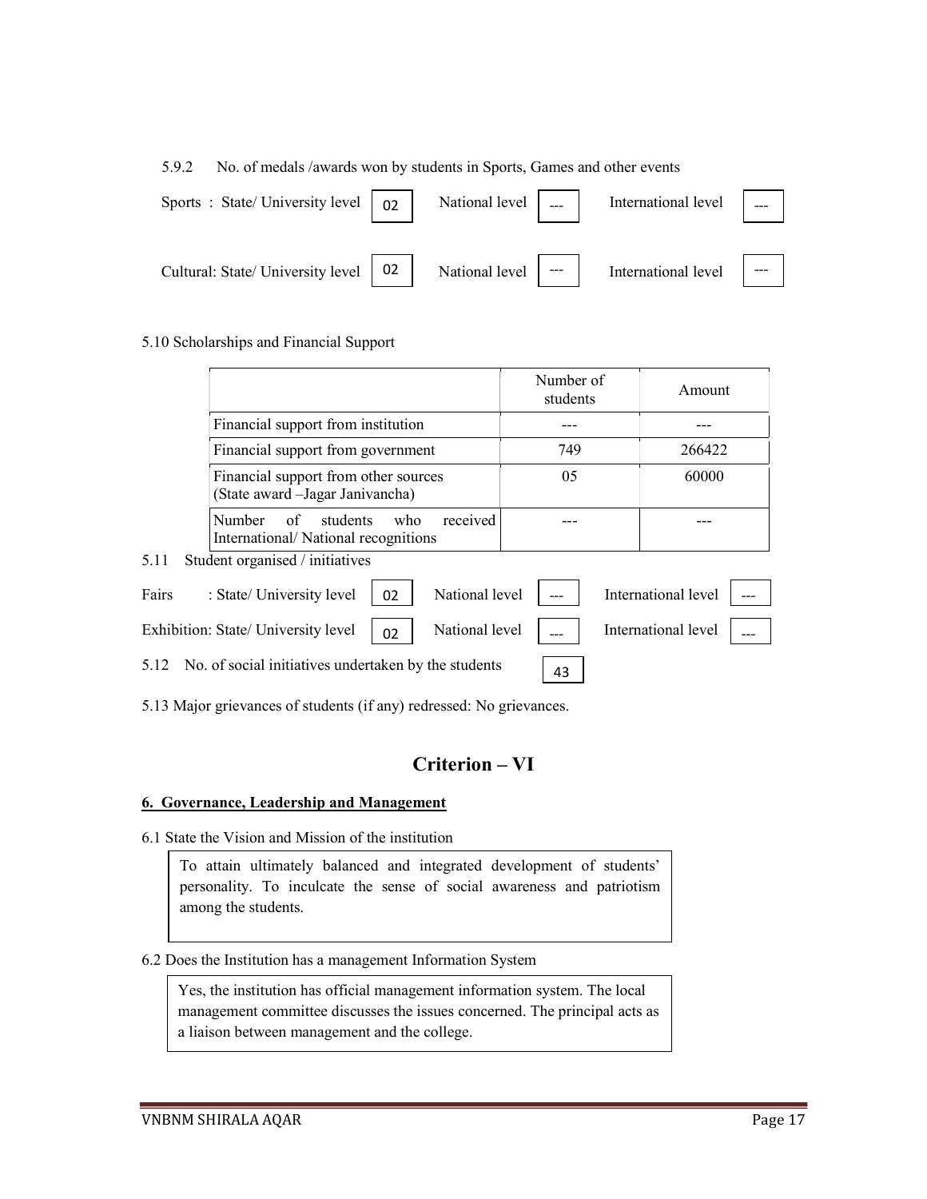5.9.2 No. of medals /awards won by students in Sports, Games and other events

Sports : State/ University level 02 National level --- International level ---

Cultural: State/ University level 02 National level --- International level ---

5.10 Scholarships and Financial Support

| | Number of students | Amount |
|---|---|---|
| Financial support from institution | --- | --- |
| Financial support from government | 749 | 266422 |
| Financial support from other sources (State award –Jagar Janivancha) | 05 | 60000 |
| Number of students who received International/ National recognitions | --- | --- |

5.11 Student organised / initiatives

Fairs : State/ University level 02 National level --- International level ---

Exhibition: State/ University level 02 National level --- International level ---

5.12 No. of social initiatives undertaken by the students 43

5.13 Major grievances of students (if any) redressed: No grievances.

# Criterion – VI

## 6. Governance, Leadership and Management

6.1 State the Vision and Mission of the institution

To attain ultimately balanced and integrated development of students' personality. To inculcate the sense of social awareness and patriotism among the students.

6.2 Does the Institution has a management Information System

Yes, the institution has official management information system. The local management committee discusses the issues concerned. The principal acts as a liaison between management and the college.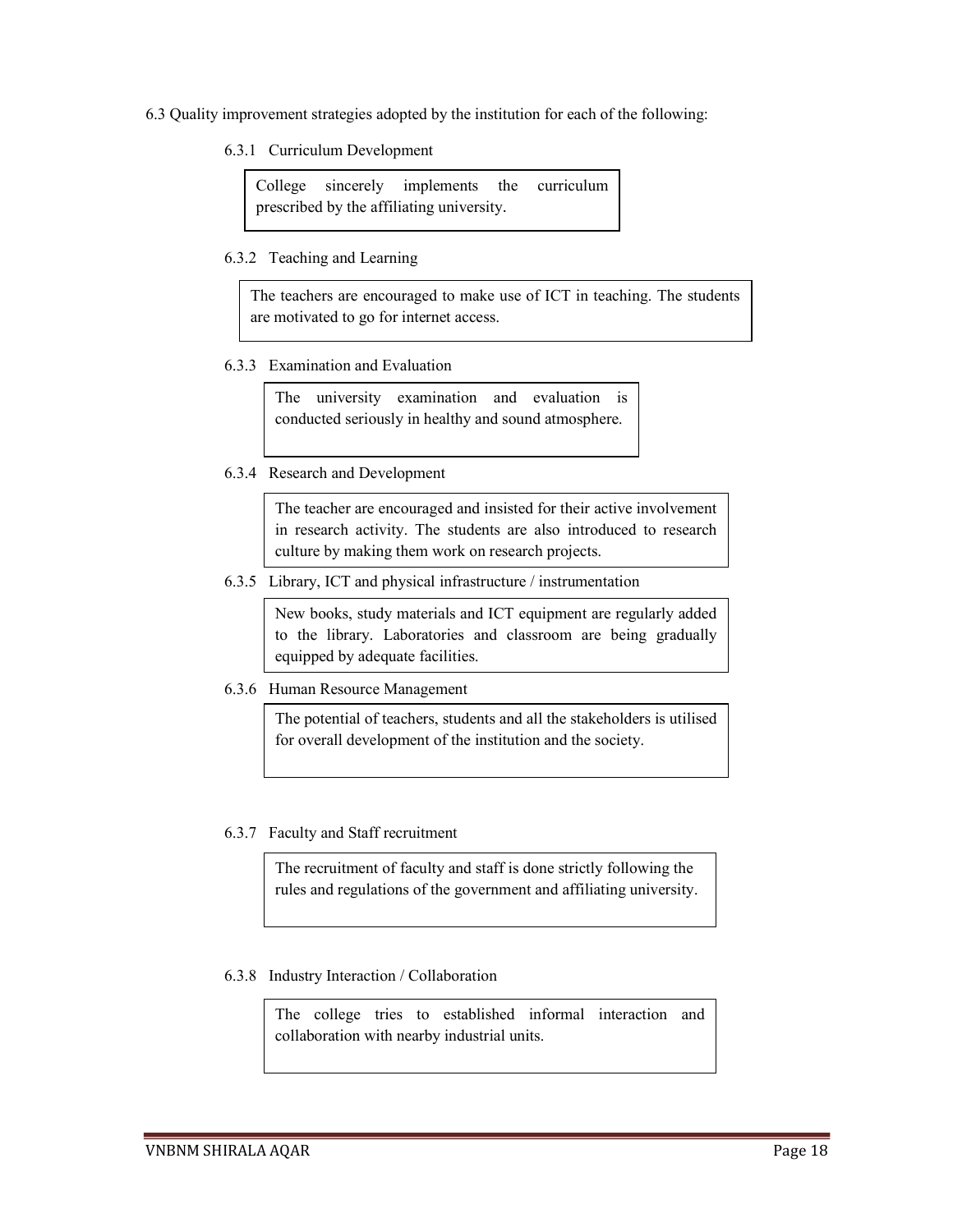6.3 Quality improvement strategies adopted by the institution for each of the following:

6.3.1 Curriculum Development

College sincerely implements the curriculum prescribed by the affiliating university.

6.3.2 Teaching and Learning

The teachers are encouraged to make use of ICT in teaching. The students are motivated to go for internet access.

6.3.3 Examination and Evaluation

The university examination and evaluation is conducted seriously in healthy and sound atmosphere.

6.3.4 Research and Development

The teacher are encouraged and insisted for their active involvement in research activity. The students are also introduced to research culture by making them work on research projects.

6.3.5 Library, ICT and physical infrastructure / instrumentation

New books, study materials and ICT equipment are regularly added to the library. Laboratories and classroom are being gradually equipped by adequate facilities.

6.3.6 Human Resource Management

The potential of teachers, students and all the stakeholders is utilised for overall development of the institution and the society.

6.3.7 Faculty and Staff recruitment

The recruitment of faculty and staff is done strictly following the rules and regulations of the government and affiliating university.

6.3.8 Industry Interaction / Collaboration

The college tries to established informal interaction and collaboration with nearby industrial units.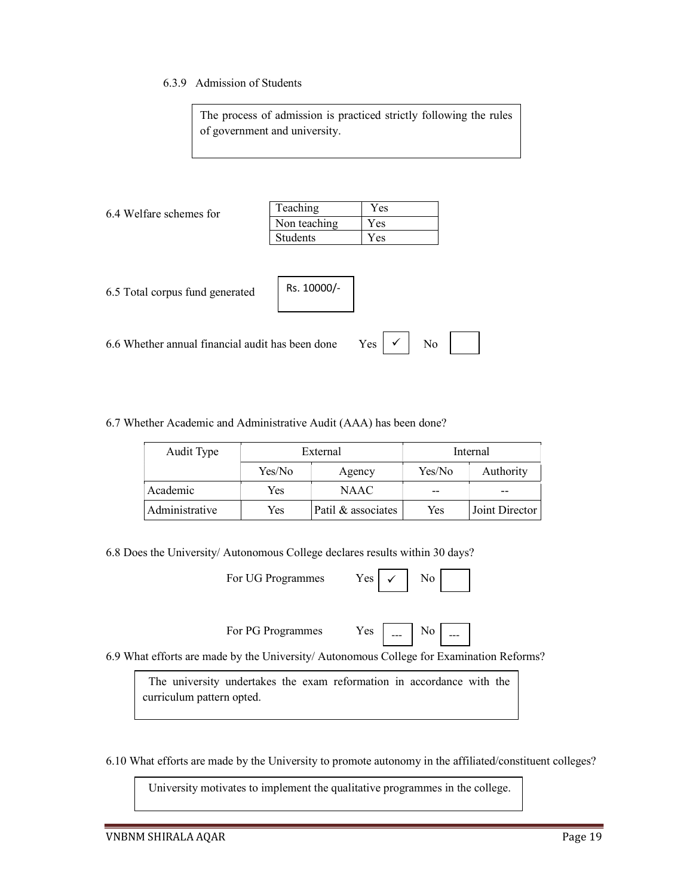6.3.9 Admission of Students

The process of admission is practiced strictly following the rules of government and university.

6.4 Welfare schemes for

| Teaching | Yes |
|---|---|
| Non teaching | Yes |
| Students | Yes |

6.5 Total corpus fund generated: Rs. 10000/-

6.6 Whether annual financial audit has been done Yes ✓ No

6.7 Whether Academic and Administrative Audit (AAA) has been done?

| Audit Type | External | | Internal | |
|---|---|---|---|---|
| | Yes/No | Agency | Yes/No | Authority |
| Academic | Yes | NAAC | -- | -- |
| Administrative | Yes | Patil & associates | Yes | Joint Director |

6.8 Does the University/ Autonomous College declares results within 30 days?

For UG Programmes Yes ✓ No

For PG Programmes Yes --- No ---

6.9 What efforts are made by the University/ Autonomous College for Examination Reforms?

The university undertakes the exam reformation in accordance with the curriculum pattern opted.

6.10 What efforts are made by the University to promote autonomy in the affiliated/constituent colleges?

University motivates to implement the qualitative programmes in the college.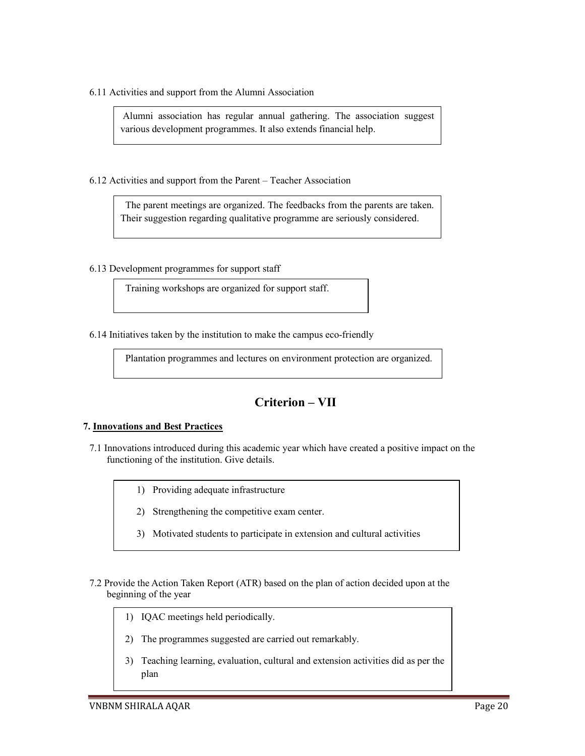6.11 Activities and support from the Alumni Association

> Alumni association has regular annual gathering. The association suggest various development programmes. It also extends financial help.

6.12 Activities and support from the Parent – Teacher Association

> The parent meetings are organized. The feedbacks from the parents are taken. Their suggestion regarding qualitative programme are seriously considered.

6.13 Development programmes for support staff

> Training workshops are organized for support staff.

6.14 Initiatives taken by the institution to make the campus eco-friendly

> Plantation programmes and lectures on environment protection are organized.

## Criterion – VII

**7. <u>Innovations and Best Practices</u>**

7.1 Innovations introduced during this academic year which have created a positive impact on the functioning of the institution. Give details.

> 1) Providing adequate infrastructure
> 2) Strengthening the competitive exam center.
> 3) Motivated students to participate in extension and cultural activities

7.2 Provide the Action Taken Report (ATR) based on the plan of action decided upon at the beginning of the year

> 1) IQAC meetings held periodically.
> 2) The programmes suggested are carried out remarkably.
> 3) Teaching learning, evaluation, cultural and extension activities did as per the plan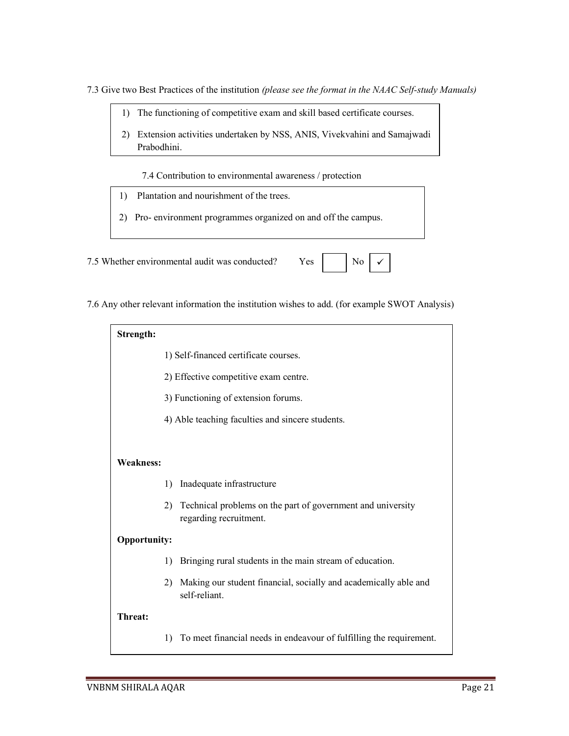7.3 Give two Best Practices of the institution *(please see the format in the NAAC Self-study Manuals)*

1) The functioning of competitive exam and skill based certificate courses.
2) Extension activities undertaken by NSS, ANIS, Vivekvahini and Samajwadi Prabodhini.

7.4 Contribution to environmental awareness / protection

1) Plantation and nourishment of the trees.
2) Pro- environment programmes organized on and off the campus.

7.5 Whether environmental audit was conducted? Yes ☐ No ✓

7.6 Any other relevant information the institution wishes to add. (for example SWOT Analysis)

**Strength:**

1) Self-financed certificate courses.
2) Effective competitive exam centre.
3) Functioning of extension forums.
4) Able teaching faculties and sincere students.

**Weakness:**

1) Inadequate infrastructure
2) Technical problems on the part of government and university regarding recruitment.

**Opportunity:**

1) Bringing rural students in the main stream of education.
2) Making our student financial, socially and academically able and self-reliant.

**Threat:**

1) To meet financial needs in endeavour of fulfilling the requirement.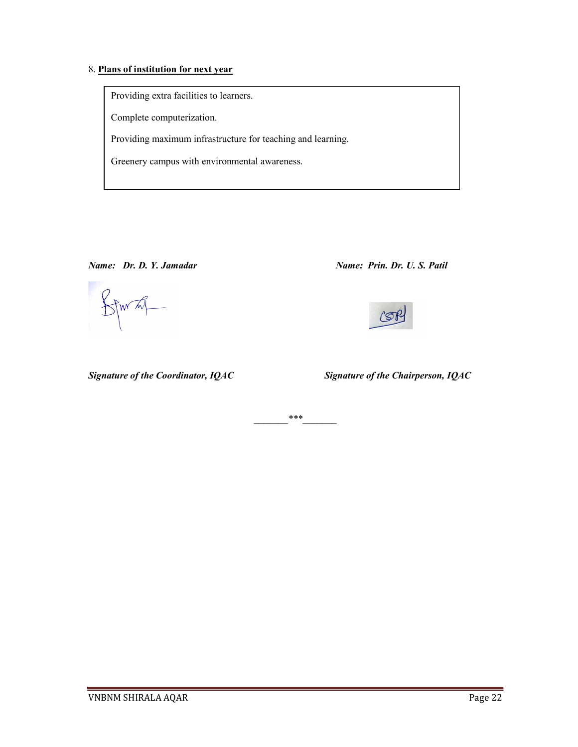8. **Plans of institution for next year**

Providing extra facilities to learners.

Complete computerization.

Providing maximum infrastructure for teaching and learning.

Greenery campus with environmental awareness.

***Name: Dr. D. Y. Jamadar***

***Signature of the Coordinator, IQAC***

***Name: Prin. Dr. U. S. Patil***

***Signature of the Chairperson, IQAC***

_______***_______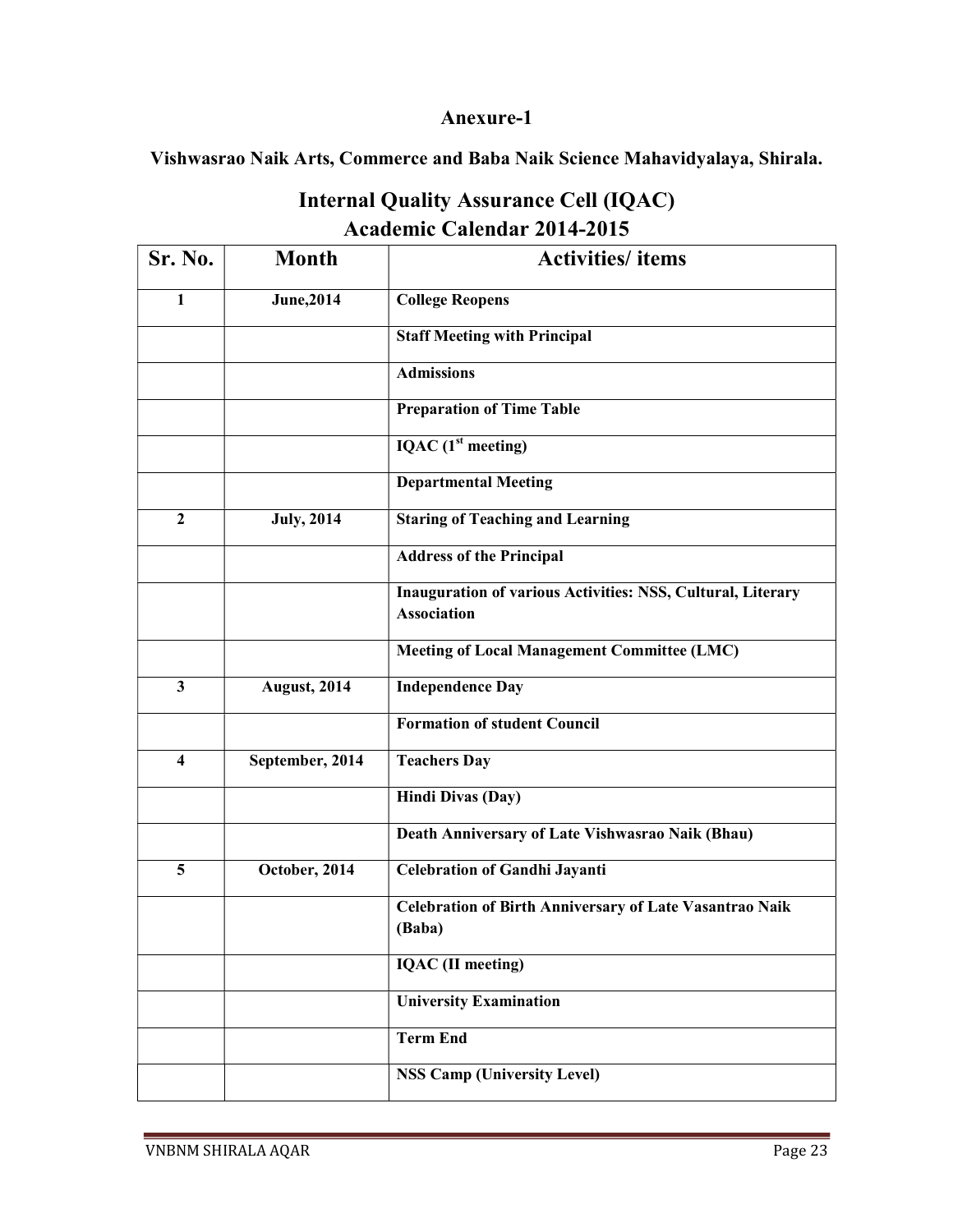## Anexure-1

**Vishwasrao Naik Arts, Commerce and Baba Naik Science Mahavidyalaya, Shirala.**

# Internal Quality Assurance Cell (IQAC)
# Academic Calendar 2014-2015

| Sr. No. | Month | Activities/ items |
|---|---|---|
| 1 | June,2014 | College Reopens |
| | | Staff Meeting with Principal |
| | | Admissions |
| | | Preparation of Time Table |
| | | IQAC (1st meeting) |
| | | Departmental Meeting |
| 2 | July, 2014 | Staring of Teaching and Learning |
| | | Address of the Principal |
| | | Inauguration of various Activities: NSS, Cultural, Literary Association |
| | | Meeting of Local Management Committee (LMC) |
| 3 | August, 2014 | Independence Day |
| | | Formation of student Council |
| 4 | September, 2014 | Teachers Day |
| | | Hindi Divas (Day) |
| | | Death Anniversary of Late Vishwasrao Naik (Bhau) |
| 5 | October, 2014 | Celebration of Gandhi Jayanti |
| | | Celebration of Birth Anniversary of Late Vasantrao Naik (Baba) |
| | | IQAC (II meeting) |
| | | University Examination |
| | | Term End |
| | | NSS Camp (University Level) |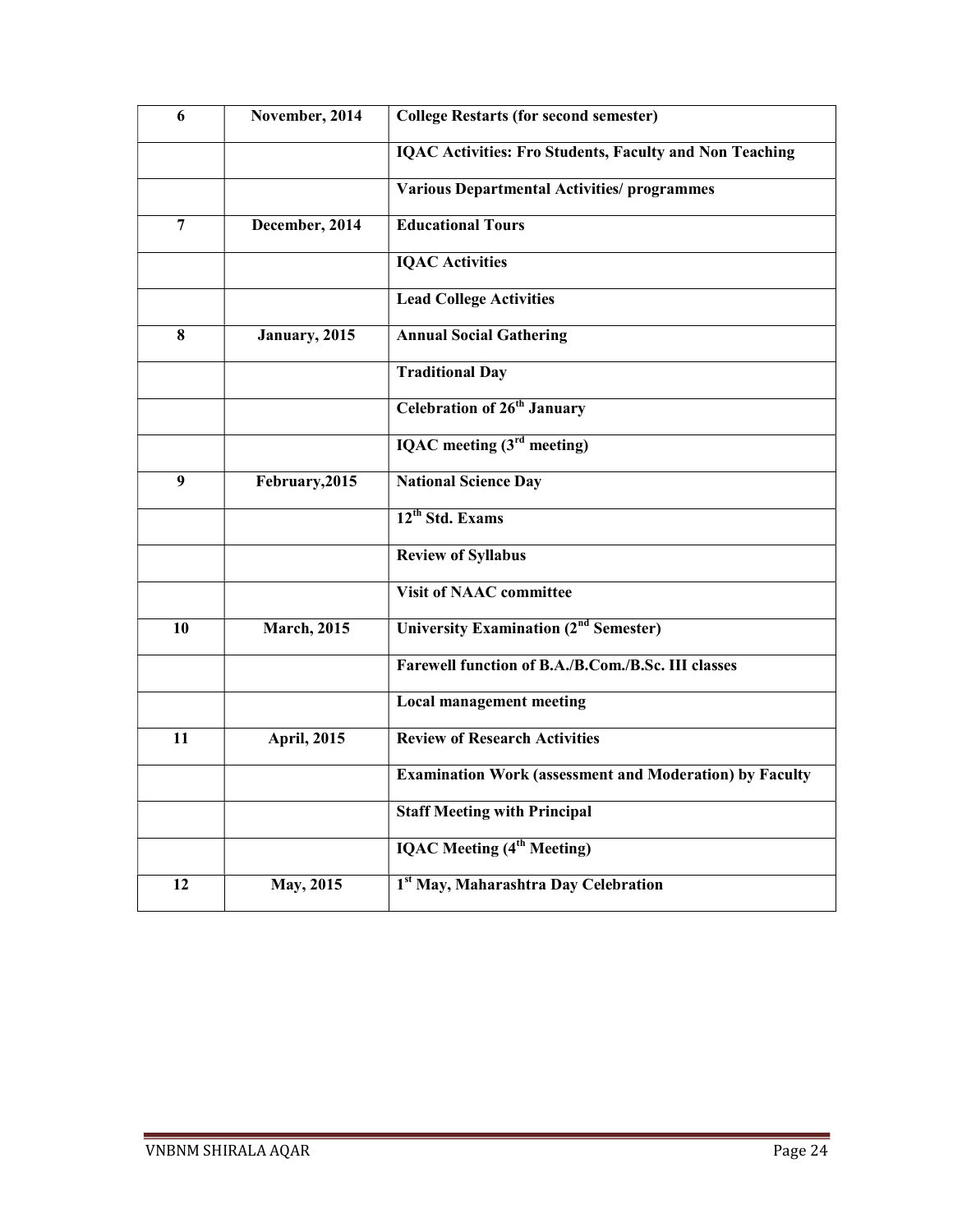| 6 | November, 2014 | **College Restarts (for second semester)** |
|---|---|---|
| | | **IQAC Activities: Fro Students, Faculty and Non Teaching** |
| | | **Various Departmental Activities/ programmes** |
| 7 | December, 2014 | **Educational Tours** |
| | | **IQAC Activities** |
| | | **Lead College Activities** |
| 8 | January, 2015 | **Annual Social Gathering** |
| | | **Traditional Day** |
| | | **Celebration of 26th January** |
| | | **IQAC meeting (3rd meeting)** |
| 9 | February,2015 | **National Science Day** |
| | | **12th Std. Exams** |
| | | **Review of Syllabus** |
| | | **Visit of NAAC committee** |
| 10 | March, 2015 | **University Examination (2nd Semester)** |
| | | **Farewell function of B.A./B.Com./B.Sc. III classes** |
| | | **Local management meeting** |
| 11 | April, 2015 | **Review of Research Activities** |
| | | **Examination Work (assessment and Moderation) by Faculty** |
| | | **Staff Meeting with Principal** |
| | | **IQAC Meeting (4th Meeting)** |
| 12 | May, 2015 | **1st May, Maharashtra Day Celebration** |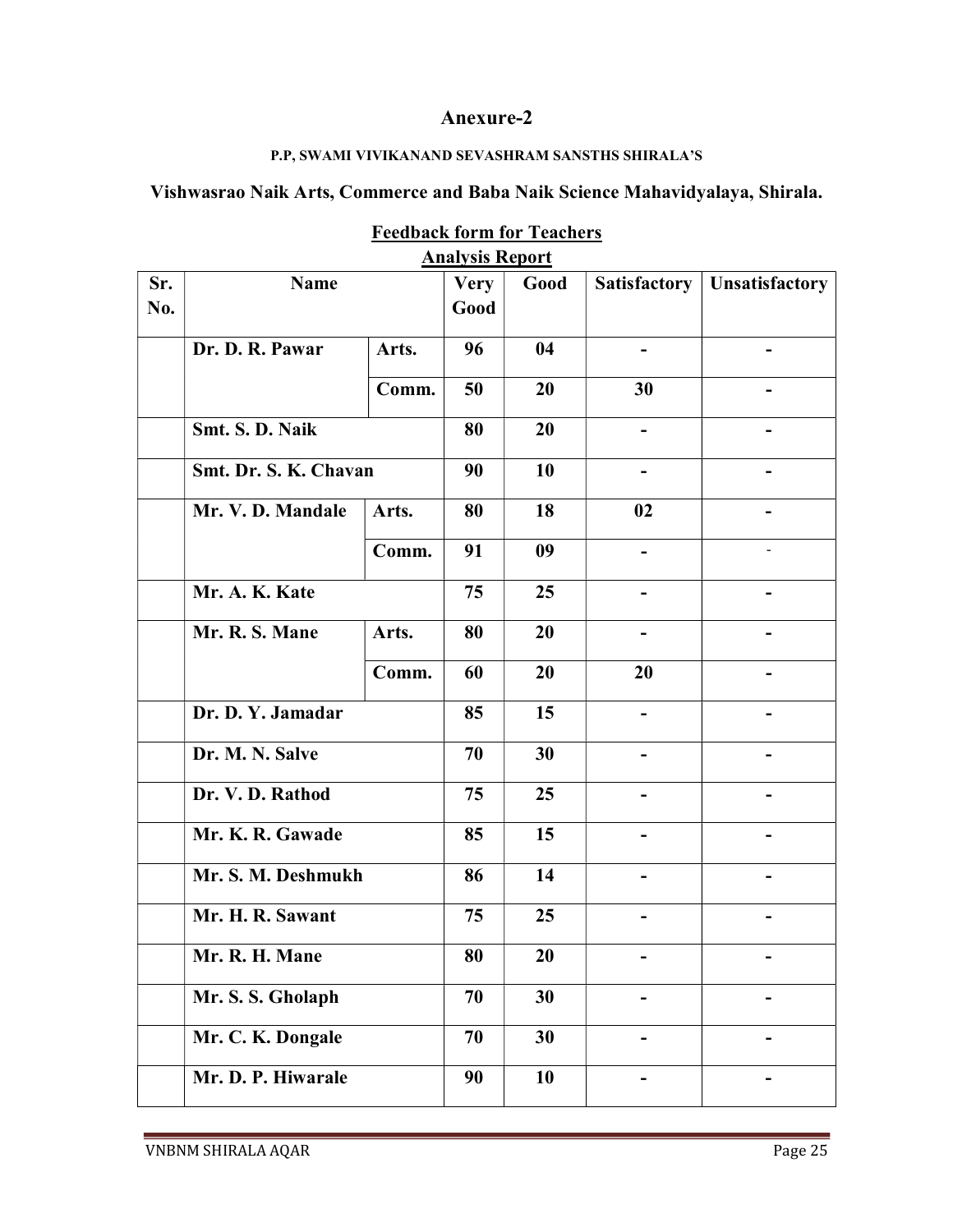## Anexure-2

**P.P, SWAMI VIVIKANAND SEVASHRAM SANSTHS SHIRALA'S**

**Vishwasrao Naik Arts, Commerce and Baba Naik Science Mahavidyalaya, Shirala.**

**Feedback form for Teachers**

**Analysis Report**

| Sr. No. | Name | | Very Good | Good | Satisfactory | Unsatisfactory |
|---|---|---|---|---|---|---|
| | Dr. D. R. Pawar | Arts. | 96 | 04 | - | - |
| | | Comm. | 50 | 20 | 30 | - |
| | Smt. S. D. Naik | | 80 | 20 | - | - |
| | Smt. Dr. S. K. Chavan | | 90 | 10 | - | - |
| | Mr. V. D. Mandale | Arts. | 80 | 18 | 02 | - |
| | | Comm. | 91 | 09 | - | - |
| | Mr. A. K. Kate | | 75 | 25 | - | - |
| | Mr. R. S. Mane | Arts. | 80 | 20 | - | - |
| | | Comm. | 60 | 20 | 20 | - |
| | Dr. D. Y. Jamadar | | 85 | 15 | - | - |
| | Dr. M. N. Salve | | 70 | 30 | - | - |
| | Dr. V. D. Rathod | | 75 | 25 | - | - |
| | Mr. K. R. Gawade | | 85 | 15 | - | - |
| | Mr. S. M. Deshmukh | | 86 | 14 | - | - |
| | Mr. H. R. Sawant | | 75 | 25 | - | - |
| | Mr. R. H. Mane | | 80 | 20 | - | - |
| | Mr. S. S. Gholaph | | 70 | 30 | - | - |
| | Mr. C. K. Dongale | | 70 | 30 | - | - |
| | Mr. D. P. Hiwarale | | 90 | 10 | - | - |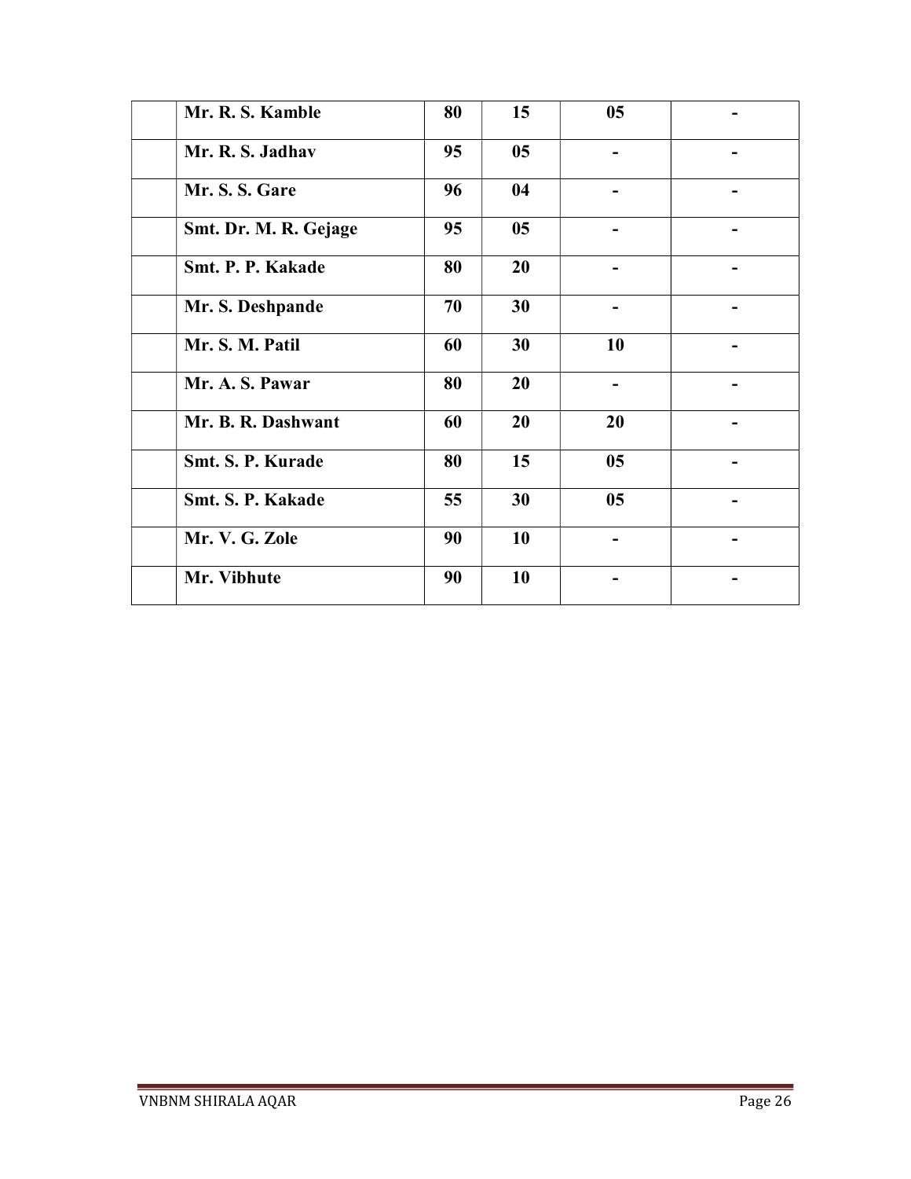| | | | | | |
|---|---|---|---|---|---|
| | **Mr. R. S. Kamble** | **80** | **15** | **05** | **-** |
| | **Mr. R. S. Jadhav** | **95** | **05** | **-** | **-** |
| | **Mr. S. S. Gare** | **96** | **04** | **-** | **-** |
| | **Smt. Dr. M. R. Gejage** | **95** | **05** | **-** | **-** |
| | **Smt. P. P. Kakade** | **80** | **20** | **-** | **-** |
| | **Mr. S. Deshpande** | **70** | **30** | **-** | **-** |
| | **Mr. S. M. Patil** | **60** | **30** | **10** | **-** |
| | **Mr. A. S. Pawar** | **80** | **20** | **-** | **-** |
| | **Mr. B. R. Dashwant** | **60** | **20** | **20** | **-** |
| | **Smt. S. P. Kurade** | **80** | **15** | **05** | **-** |
| | **Smt. S. P. Kakade** | **55** | **30** | **05** | **-** |
| | **Mr. V. G. Zole** | **90** | **10** | **-** | **-** |
| | **Mr. Vibhute** | **90** | **10** | **-** | **-** |